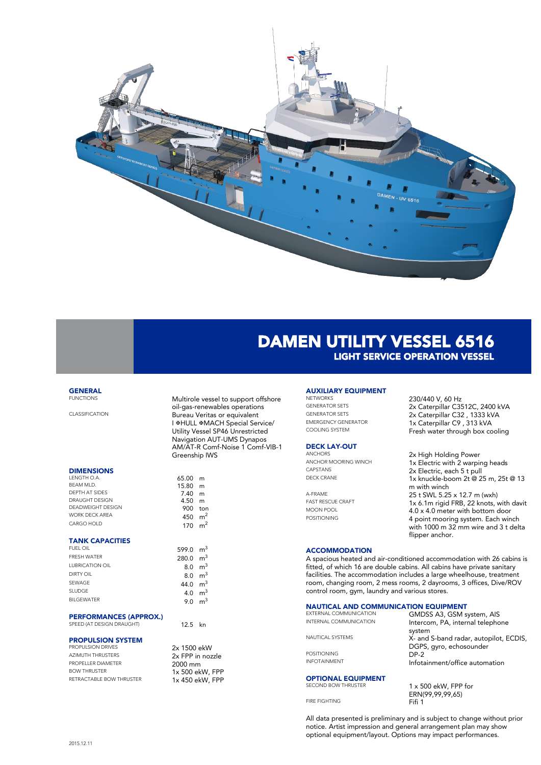// DAMEN UTILITY VESSEL 6516

## LIGHT SERVICE OPERATION VESSEL

## GENERAL

| | |
|---|---|
| FUNCTIONS | Multirole vessel to support offshore oil-gas-renewables operations |
| CLASSIFICATION | Bureau Veritas or equivalent I ✠HULL ✠MACH Special Service/ Utility Vessel SP46 Unrestricted Navigation AUT-UMS Dynapos AM/AT-R Comf-Noise 1 Comf-VIB-1 Greenship IWS |

## DIMENSIONS

| | |
|---|---|
| LENGTH O.A. | 65.00 m |
| BEAM MLD. | 15.80 m |
| DEPTH AT SIDES | 7.40 m |
| DRAUGHT DESIGN | 4.50 m |
| DEADWEIGHT DESIGN | 900 ton |
| WORK DECK AREA | 450 $m^2$ |
| CARGO HOLD | 170 $m^2$ |

## TANK CAPACITIES

| | |
|---|---|
| FUEL OIL | 599.0 $m^3$ |
| FRESH WATER | 280.0 $m^3$ |
| LUBRICATION OIL | 8.0 $m^3$ |
| DIRTY OIL | 8.0 $m^3$ |
| SEWAGE | 44.0 $m^3$ |
| SLUDGE | 4.0 $m^3$ |
| BILGEWATER | 9.0 $m^3$ |

## PERFORMANCES (APPROX.)

| | |
|---|---|
| SPEED (AT DESIGN DRAUGHT) | 12.5 kn |

## PROPULSION SYSTEM

| | |
|---|---|
| PROPULSION DRIVES | 2x 1500 ekW |
| AZIMUTH THRUSTERS | 2x FPP in nozzle |
| PROPELLER DIAMETER | 2000 mm |
| BOW THRUSTER | 1x 500 ekW, FPP |
| RETRACTABLE BOW THRUSTER | 1x 450 ekW, FPP |

## AUXILIARY EQUIPMENT

| | |
|---|---|
| NETWORKS | 230/440 V, 60 Hz |
| GENERATOR SETS | 2x Caterpillar C3512C, 2400 kVA |
| GENERATOR SETS | 2x Caterpillar C32 , 1333 kVA |
| EMERGENCY GENERATOR | 1x Caterpillar C9 , 313 kVA |
| COOLING SYSTEM | Fresh water through box cooling |

## DECK LAY-OUT

| | |
|---|---|
| ANCHORS | 2x High Holding Power |
| ANCHOR MOORING WINCH | 1x Electric with 2 warping heads |
| CAPSTANS | 2x Electric, each 5 t pull |
| DECK CRANE | 1x knuckle-boom 2t @ 25 m, 25t @ 13 m with winch |
| A-FRAME | 25 t SWL 5.25 x 12.7 m (wxh) |
| FAST RESCUE CRAFT | 1x 6.1m rigid FRB, 22 knots, with davit |
| MOON POOL | 4.0 x 4.0 meter with bottom door |
| POSITIONING | 4 point mooring system. Each winch with 1000 m 32 mm wire and 3 t delta flipper anchor. |

## ACCOMMODATION

A spacious heated and air-conditioned accommodation with 26 cabins is fitted, of which 16 are double cabins. All cabins have private sanitary facilities. The accommodation includes a large wheelhouse, treatment room, changing room, 2 mess rooms, 2 dayrooms, 3 offices, Dive/ROV control room, gym, laundry and various stores.

## NAUTICAL AND COMMUNICATION EQUIPMENT

| | |
|---|---|
| EXTERNAL COMMUNICATION | GMDSS A3, GSM system, AIS |
| INTERNAL COMMUNICATION | Intercom, PA, internal telephone system |
| NAUTICAL SYSTEMS | X- and S-band radar, autopilot, ECDIS, DGPS, gyro, echosounder |
| POSITIONING | DP-2 |
| INFOTAINMENT | Infotainment/office automation |

## OPTIONAL EQUIPMENT

| | |
|---|---|
| SECOND BOW THRUSTER | 1 x 500 ekW, FPP for ERN(99,99,99,65) |
| FIRE FIGHTING | Fifi 1 |

All data presented is preliminary and is subject to change without prior notice. Artist impression and general arrangement plan may show optional equipment/layout. Options may impact performances.

2015.12.11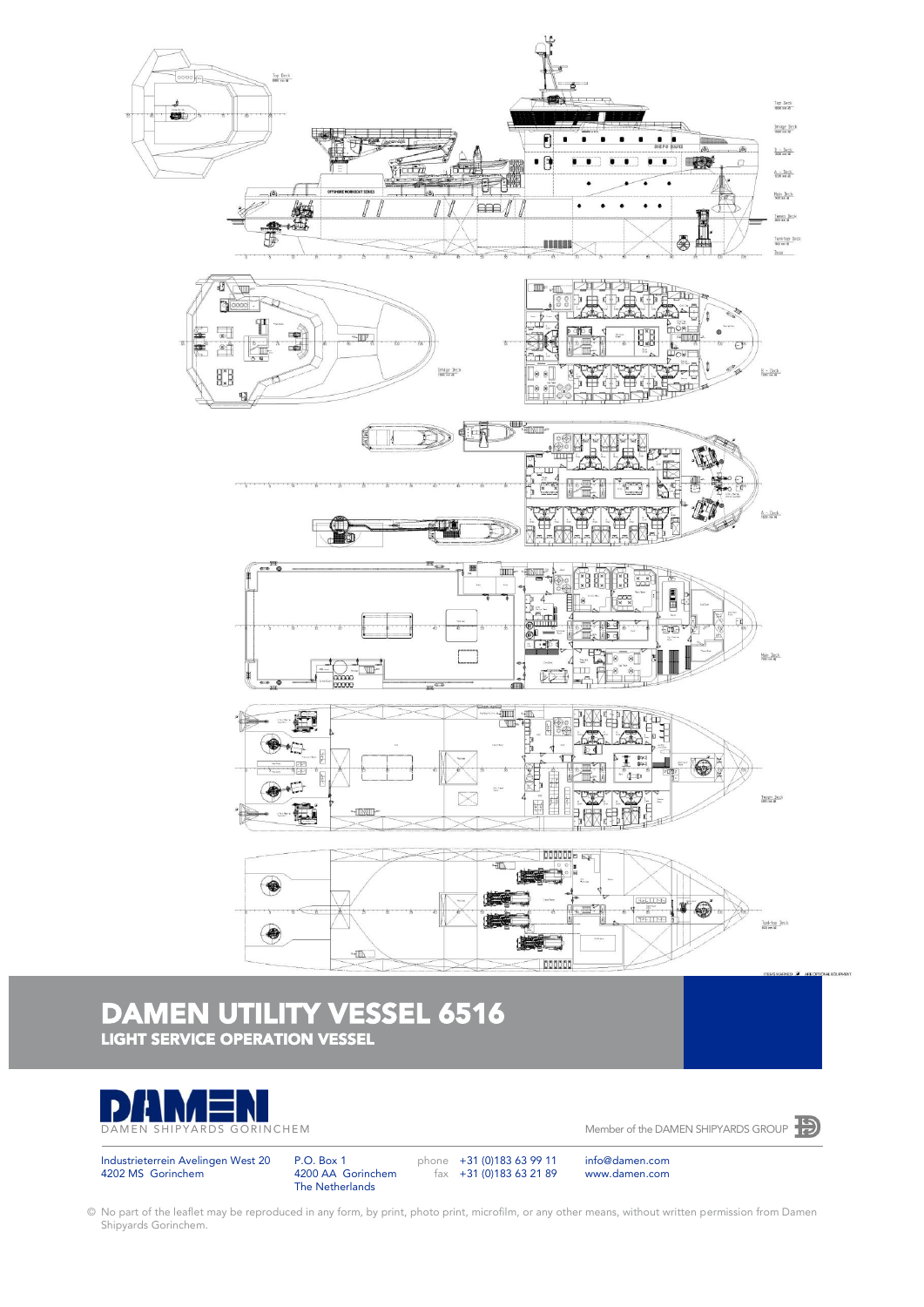# DAMEN UTILITY VESSEL 6516

## LIGHT SERVICE OPERATION VESSEL

DAMEN SHIPYARDS GORINCHEM

Member of the DAMEN SHIPYARDS GROUP

Industrieterrein Avelingen West 20
4202 MS Gorinchem

P.O. Box 1
4200 AA Gorinchem
The Netherlands

phone +31 (0)183 63 99 11
fax +31 (0)183 63 21 89

info@damen.com
www.damen.com

© No part of the leaflet may be reproduced in any form, by print, photo print, microfilm, or any other means, without written permission from Damen Shipyards Gorinchem.